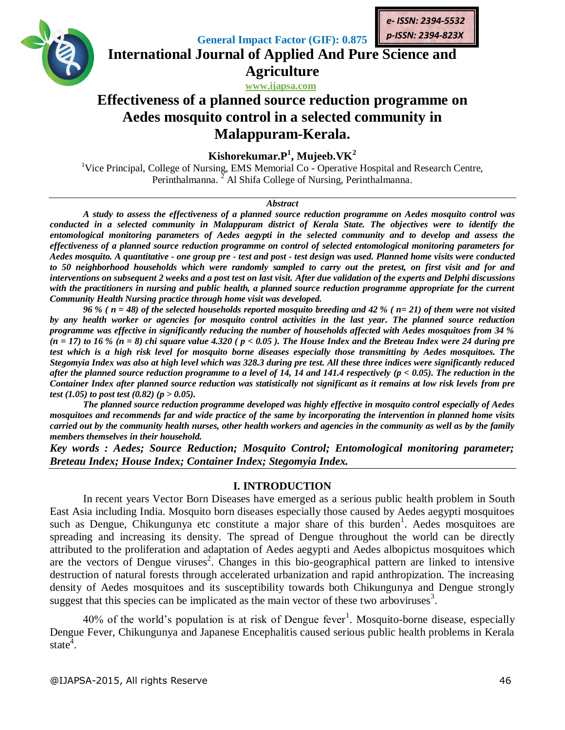e- ISSN: 2394-5532
p-ISSN: 2394-823X

General Impact Factor (GIF): 0.875

# International Journal of Applied And Pure Science and Agriculture

www.ijapsa.com

# Effectiveness of a planned source reduction programme on Aedes mosquito control in a selected community in Malappuram-Kerala.

**Kishorekumar.P[1], Mujeeb.VK[2]**

[1]Vice Principal, College of Nursing, EMS Memorial Co - Operative Hospital and Research Centre, Perinthalmanna. [2] Al Shifa College of Nursing, Perinthalmanna.

***Abstract***

***A study to assess the effectiveness of a planned source reduction programme on Aedes mosquito control was conducted in a selected community in Malappuram district of Kerala State. The objectives were to identify the entomological monitoring parameters of Aedes aegypti in the selected community and to develop and assess the effectiveness of a planned source reduction programme on control of selected entomological monitoring parameters for Aedes mosquito. A quantitative - one group pre - test and post - test design was used. Planned home visits were conducted to 50 neighborhood households which were randomly sampled to carry out the pretest, on first visit and for and interventions on subsequent 2 weeks and a post test on last visit. After due validation of the experts and Delphi discussions with the practitioners in nursing and public health, a planned source reduction programme appropriate for the current Community Health Nursing practice through home visit was developed.***

***96 % ( n = 48) of the selected households reported mosquito breeding and 42 % ( n= 21) of them were not visited by any health worker or agencies for mosquito control activities in the last year. The planned source reduction programme was effective in significantly reducing the number of households affected with Aedes mosquitoes from 34 % (n = 17) to 16 % (n = 8) chi square value 4.320 ( $p < 0.05$ ). The House Index and the Breteau Index were 24 during pre test which is a high risk level for mosquito borne diseases especially those transmitting by Aedes mosquitoes. The Stegomyia Index was also at high level which was 328.3 during pre test. All these three indices were significantly reduced after the planned source reduction programme to a level of 14, 14 and 141.4 respectively ($p < 0.05$). The reduction in the Container Index after planned source reduction was statistically not significant as it remains at low risk levels from pre test (1.05) to post test (0.82) ($p > 0.05$).***

***The planned source reduction programme developed was highly effective in mosquito control especially of Aedes mosquitoes and recommends far and wide practice of the same by incorporating the intervention in planned home visits carried out by the community health nurses, other health workers and agencies in the community as well as by the family members themselves in their household.***

***Key words : Aedes; Source Reduction; Mosquito Control; Entomological monitoring parameter; Breteau Index; House Index; Container Index; Stegomyia Index.***

## I. INTRODUCTION

In recent years Vector Born Diseases have emerged as a serious public health problem in South East Asia including India. Mosquito born diseases especially those caused by Aedes aegypti mosquitoes such as Dengue, Chikungunya etc constitute a major share of this burden[1]. Aedes mosquitoes are spreading and increasing its density. The spread of Dengue throughout the world can be directly attributed to the proliferation and adaptation of Aedes aegypti and Aedes albopictus mosquitoes which are the vectors of Dengue viruses[2]. Changes in this bio-geographical pattern are linked to intensive destruction of natural forests through accelerated urbanization and rapid anthropization. The increasing density of Aedes mosquitoes and its susceptibility towards both Chikungunya and Dengue strongly suggest that this species can be implicated as the main vector of these two arboviruses[3].

40% of the world's population is at risk of Dengue fever[1]. Mosquito-borne disease, especially Dengue Fever, Chikungunya and Japanese Encephalitis caused serious public health problems in Kerala state[4].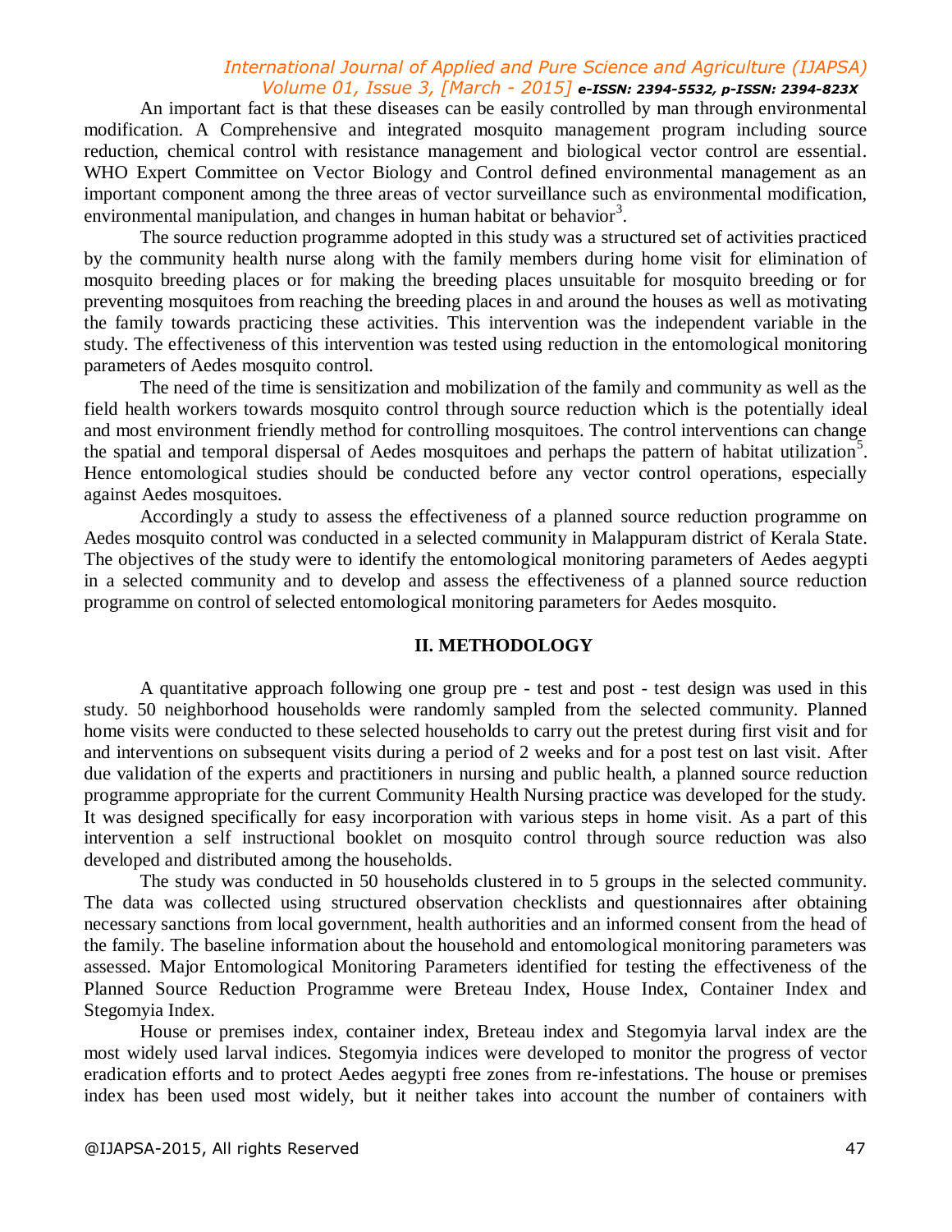An important fact is that these diseases can be easily controlled by man through environmental modification. A Comprehensive and integrated mosquito management program including source reduction, chemical control with resistance management and biological vector control are essential. WHO Expert Committee on Vector Biology and Control defined environmental management as an important component among the three areas of vector surveillance such as environmental modification, environmental manipulation, and changes in human habitat or behavior[3].

The source reduction programme adopted in this study was a structured set of activities practiced by the community health nurse along with the family members during home visit for elimination of mosquito breeding places or for making the breeding places unsuitable for mosquito breeding or for preventing mosquitoes from reaching the breeding places in and around the houses as well as motivating the family towards practicing these activities. This intervention was the independent variable in the study. The effectiveness of this intervention was tested using reduction in the entomological monitoring parameters of Aedes mosquito control.

The need of the time is sensitization and mobilization of the family and community as well as the field health workers towards mosquito control through source reduction which is the potentially ideal and most environment friendly method for controlling mosquitoes. The control interventions can change the spatial and temporal dispersal of Aedes mosquitoes and perhaps the pattern of habitat utilization[5]. Hence entomological studies should be conducted before any vector control operations, especially against Aedes mosquitoes.

Accordingly a study to assess the effectiveness of a planned source reduction programme on Aedes mosquito control was conducted in a selected community in Malappuram district of Kerala State. The objectives of the study were to identify the entomological monitoring parameters of Aedes aegypti in a selected community and to develop and assess the effectiveness of a planned source reduction programme on control of selected entomological monitoring parameters for Aedes mosquito.

## II. METHODOLOGY

A quantitative approach following one group pre - test and post - test design was used in this study. 50 neighborhood households were randomly sampled from the selected community. Planned home visits were conducted to these selected households to carry out the pretest during first visit and for and interventions on subsequent visits during a period of 2 weeks and for a post test on last visit. After due validation of the experts and practitioners in nursing and public health, a planned source reduction programme appropriate for the current Community Health Nursing practice was developed for the study. It was designed specifically for easy incorporation with various steps in home visit. As a part of this intervention a self instructional booklet on mosquito control through source reduction was also developed and distributed among the households.

The study was conducted in 50 households clustered in to 5 groups in the selected community. The data was collected using structured observation checklists and questionnaires after obtaining necessary sanctions from local government, health authorities and an informed consent from the head of the family. The baseline information about the household and entomological monitoring parameters was assessed. Major Entomological Monitoring Parameters identified for testing the effectiveness of the Planned Source Reduction Programme were Breteau Index, House Index, Container Index and Stegomyia Index.

House or premises index, container index, Breteau index and Stegomyia larval index are the most widely used larval indices. Stegomyia indices were developed to monitor the progress of vector eradication efforts and to protect Aedes aegypti free zones from re-infestations. The house or premises index has been used most widely, but it neither takes into account the number of containers with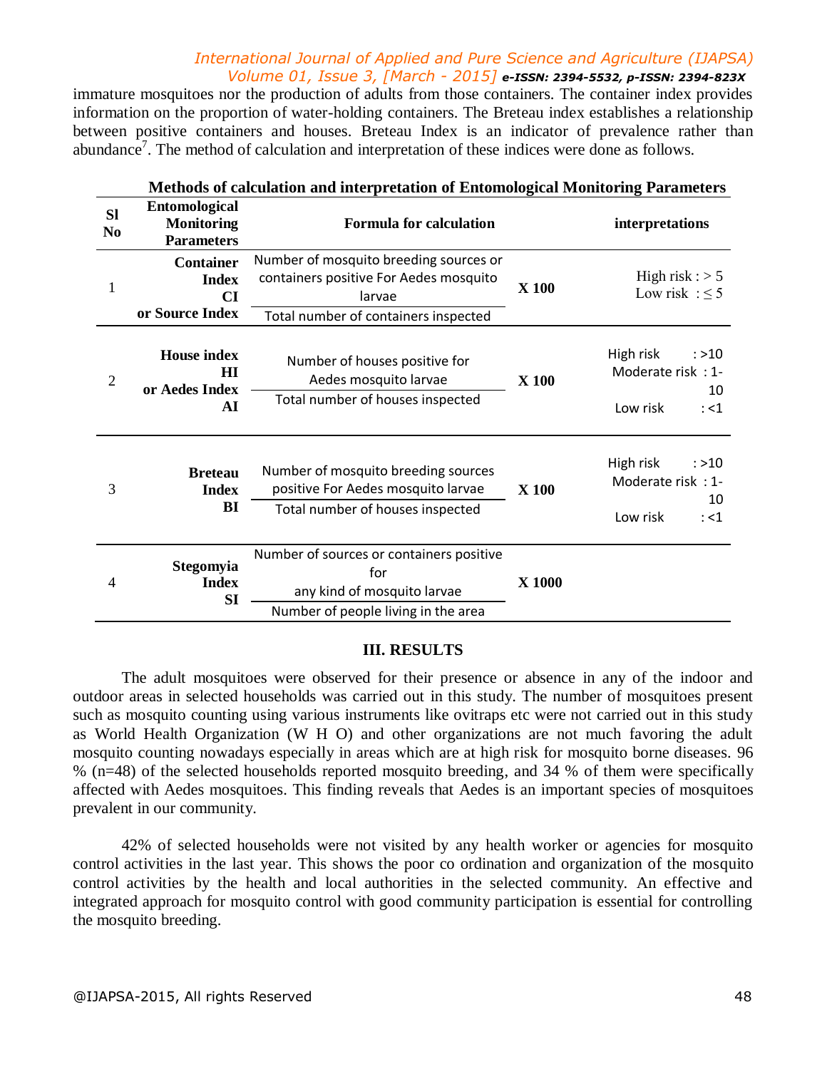immature mosquitoes nor the production of adults from those containers. The container index provides information on the proportion of water-holding containers. The Breteau index establishes a relationship between positive containers and houses. Breteau Index is an indicator of prevalence rather than abundance[7]. The method of calculation and interpretation of these indices were done as follows.

**Methods of calculation and interpretation of Entomological Monitoring Parameters**

| Sl No | Entomological Monitoring Parameters | Formula for calculation | | interpretations |
|---|---|---|---|---|
| 1 | **Container Index CI or Source Index** | Number of mosquito breeding sources or containers positive For Aedes mosquito larvae / Total number of containers inspected | X 100 | High risk : > 5<br>Low risk : ≤ 5 |
| 2 | **House index HI or Aedes Index AI** | Number of houses positive for Aedes mosquito larvae / Total number of houses inspected | X 100 | High risk : >10<br>Moderate risk : 1-10<br>Low risk : <1 |
| 3 | **Breteau Index BI** | Number of mosquito breeding sources positive For Aedes mosquito larvae / Total number of houses inspected | X 100 | High risk : >10<br>Moderate risk : 1-10<br>Low risk : <1 |
| 4 | **Stegomyia Index SI** | Number of sources or containers positive for any kind of mosquito larvae / Number of people living in the area | X 1000 | |

## III. RESULTS

The adult mosquitoes were observed for their presence or absence in any of the indoor and outdoor areas in selected households was carried out in this study. The number of mosquitoes present such as mosquito counting using various instruments like ovitraps etc were not carried out in this study as World Health Organization (W H O) and other organizations are not much favoring the adult mosquito counting nowadays especially in areas which are at high risk for mosquito borne diseases. 96 % (n=48) of the selected households reported mosquito breeding, and 34 % of them were specifically affected with Aedes mosquitoes. This finding reveals that Aedes is an important species of mosquitoes prevalent in our community.

42% of selected households were not visited by any health worker or agencies for mosquito control activities in the last year. This shows the poor co ordination and organization of the mosquito control activities by the health and local authorities in the selected community. An effective and integrated approach for mosquito control with good community participation is essential for controlling the mosquito breeding.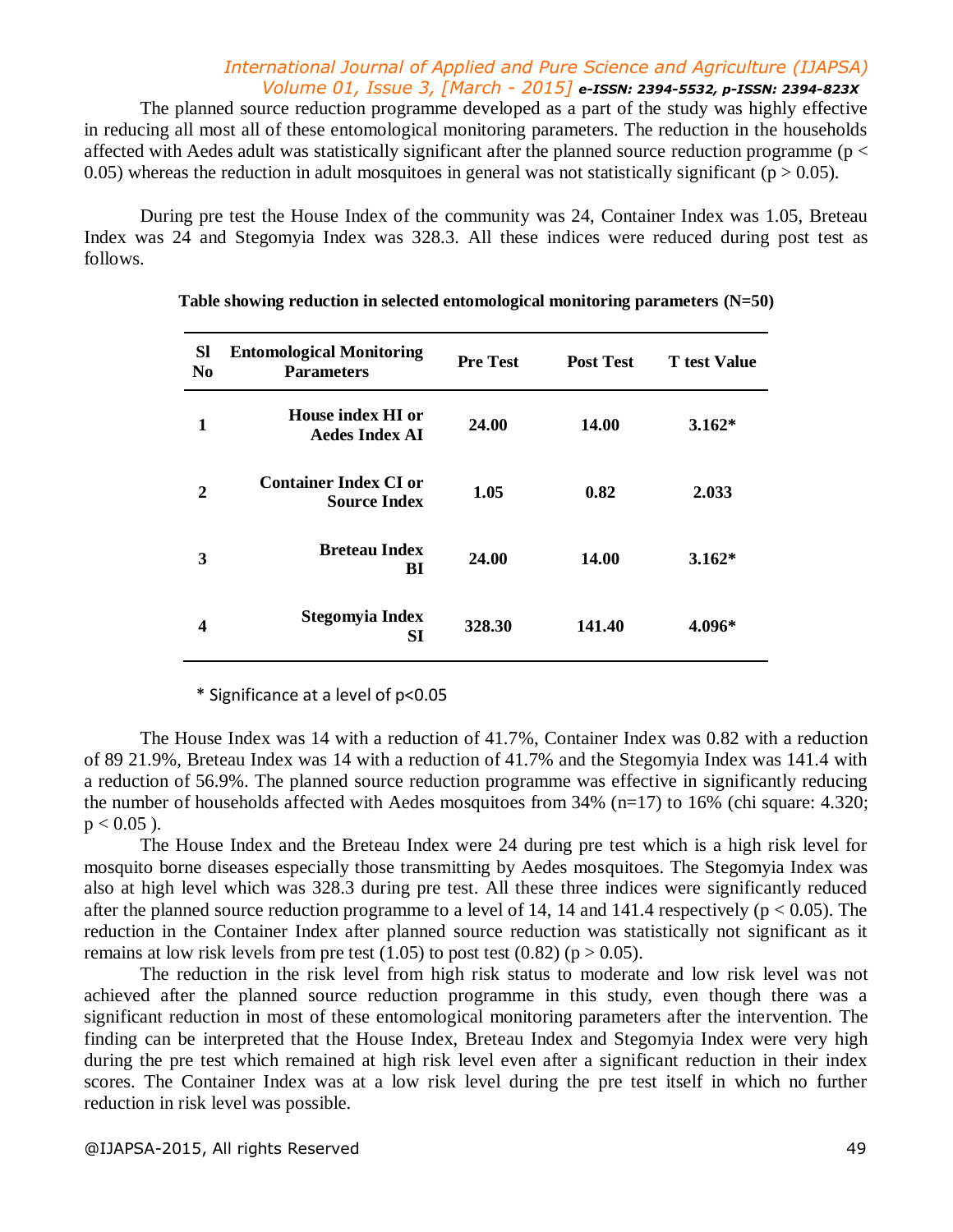The planned source reduction programme developed as a part of the study was highly effective in reducing all most all of these entomological monitoring parameters. The reduction in the households affected with Aedes adult was statistically significant after the planned source reduction programme ($p < 0.05$) whereas the reduction in adult mosquitoes in general was not statistically significant ($p > 0.05$).

During pre test the House Index of the community was 24, Container Index was 1.05, Breteau Index was 24 and Stegomyia Index was 328.3. All these indices were reduced during post test as follows.

**Table showing reduction in selected entomological monitoring parameters (N=50)**

| Sl No | Entomological Monitoring Parameters | Pre Test | Post Test | T test Value |
|---|---|---|---|---|
| **1** | **House index HI or Aedes Index AI** | **24.00** | **14.00** | **3.162*** |
| **2** | **Container Index CI or Source Index** | **1.05** | **0.82** | **2.033** |
| **3** | **Breteau Index BI** | **24.00** | **14.00** | **3.162*** |
| **4** | **Stegomyia Index SI** | **328.30** | **141.40** | **4.096*** |

* Significance at a level of $p<0.05$

The House Index was 14 with a reduction of 41.7%, Container Index was 0.82 with a reduction of 89 21.9%, Breteau Index was 14 with a reduction of 41.7% and the Stegomyia Index was 141.4 with a reduction of 56.9%. The planned source reduction programme was effective in significantly reducing the number of households affected with Aedes mosquitoes from 34% (n=17) to 16% (chi square: 4.320; $p < 0.05$ ).

The House Index and the Breteau Index were 24 during pre test which is a high risk level for mosquito borne diseases especially those transmitting by Aedes mosquitoes. The Stegomyia Index was also at high level which was 328.3 during pre test. All these three indices were significantly reduced after the planned source reduction programme to a level of 14, 14 and 141.4 respectively ($p < 0.05$). The reduction in the Container Index after planned source reduction was statistically not significant as it remains at low risk levels from pre test (1.05) to post test (0.82) ($p > 0.05$).

The reduction in the risk level from high risk status to moderate and low risk level was not achieved after the planned source reduction programme in this study, even though there was a significant reduction in most of these entomological monitoring parameters after the intervention. The finding can be interpreted that the House Index, Breteau Index and Stegomyia Index were very high during the pre test which remained at high risk level even after a significant reduction in their index scores. The Container Index was at a low risk level during the pre test itself in which no further reduction in risk level was possible.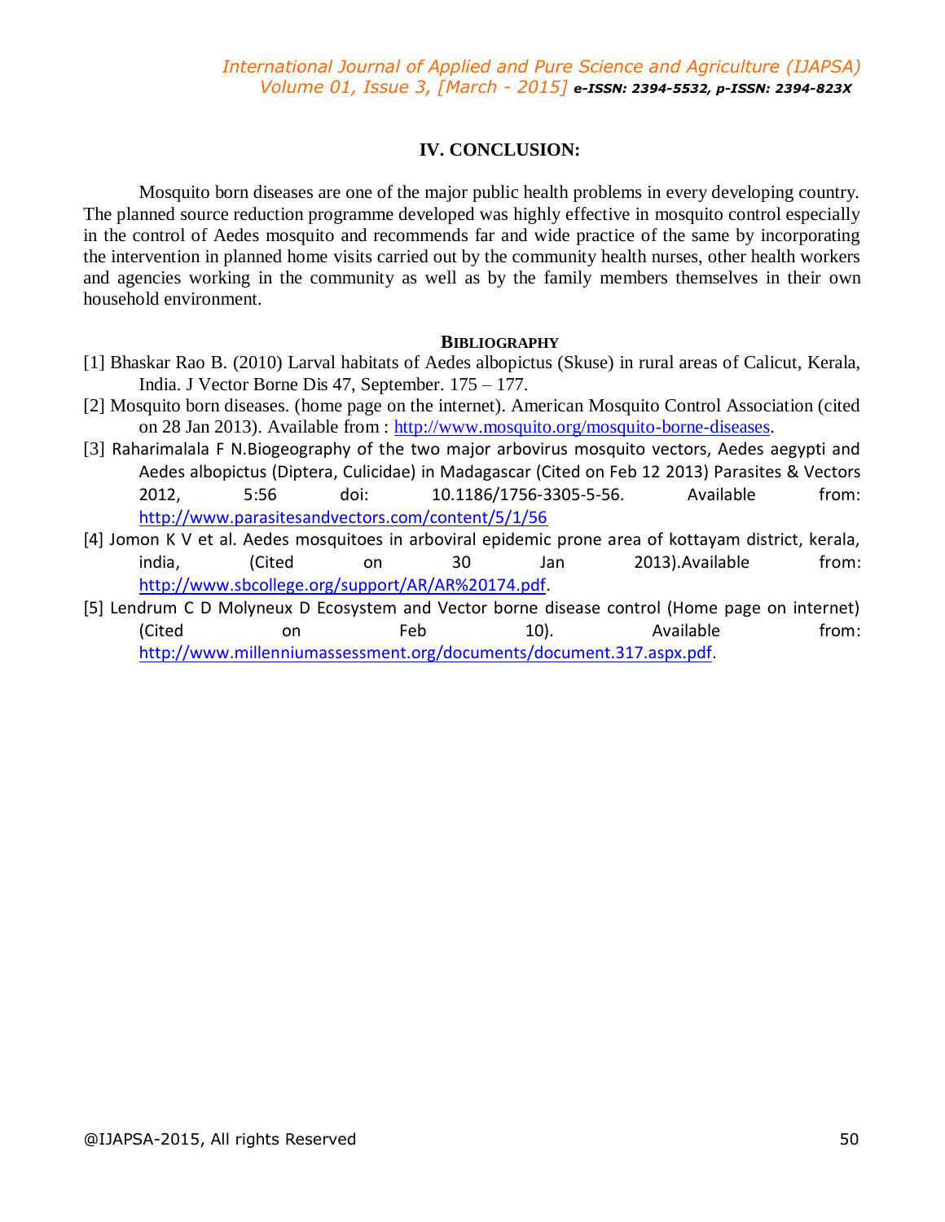## IV. CONCLUSION:

Mosquito born diseases are one of the major public health problems in every developing country. The planned source reduction programme developed was highly effective in mosquito control especially in the control of Aedes mosquito and recommends far and wide practice of the same by incorporating the intervention in planned home visits carried out by the community health nurses, other health workers and agencies working in the community as well as by the family members themselves in their own household environment.

## BIBLIOGRAPHY

[1] Bhaskar Rao B. (2010) Larval habitats of Aedes albopictus (Skuse) in rural areas of Calicut, Kerala, India. J Vector Borne Dis 47, September. 175 – 177.

[2] Mosquito born diseases. (home page on the internet). American Mosquito Control Association (cited on 28 Jan 2013). Available from : http://www.mosquito.org/mosquito-borne-diseases.

[3] Raharimalala F N.Biogeography of the two major arbovirus mosquito vectors, Aedes aegypti and Aedes albopictus (Diptera, Culicidae) in Madagascar (Cited on Feb 12 2013) Parasites & Vectors 2012, 5:56 doi: 10.1186/1756-3305-5-56. Available from: http://www.parasitesandvectors.com/content/5/1/56

[4] Jomon K V et al. Aedes mosquitoes in arboviral epidemic prone area of kottayam district, kerala, india, (Cited on 30 Jan 2013).Available from: http://www.sbcollege.org/support/AR/AR%20174.pdf.

[5] Lendrum C D Molyneux D Ecosystem and Vector borne disease control (Home page on internet) (Cited on Feb 10). Available from: http://www.millenniumassessment.org/documents/document.317.aspx.pdf.